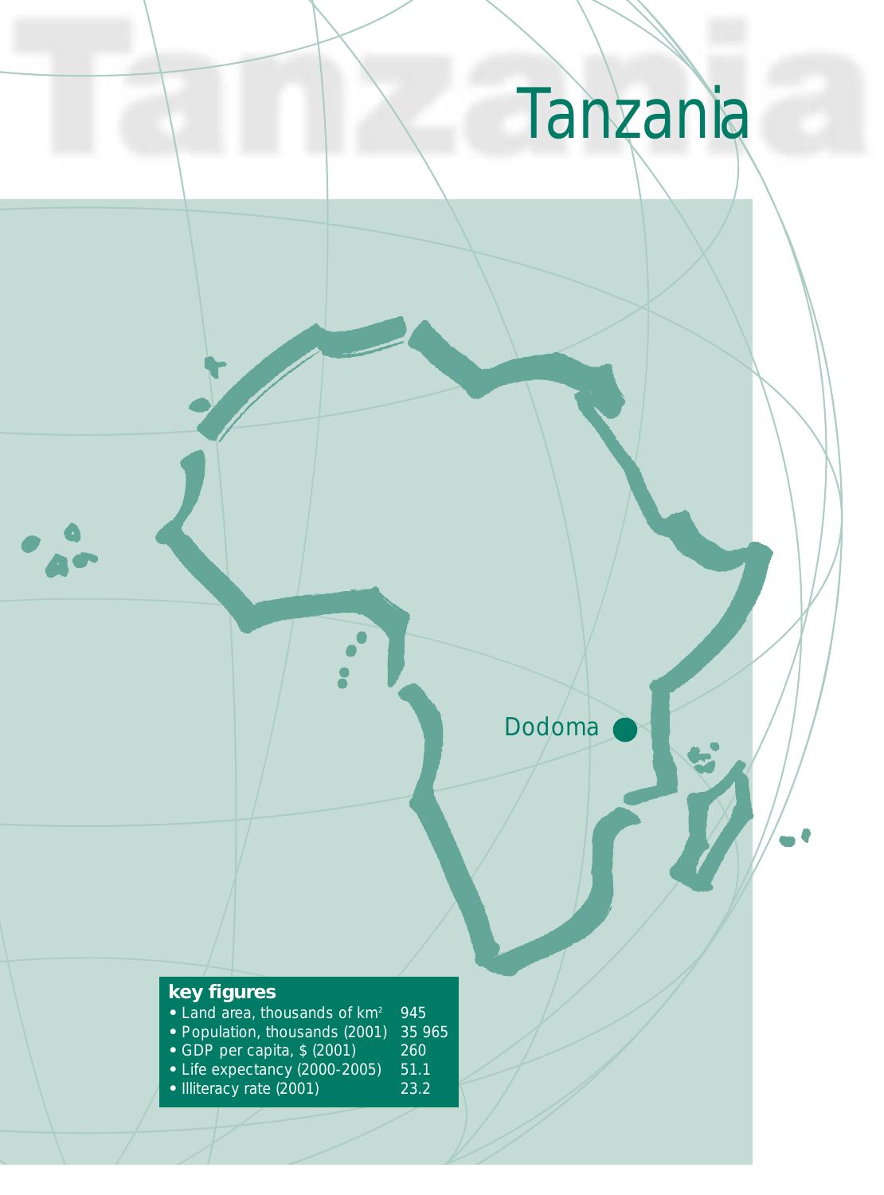# Tanzania

Dodoma

**key figures**

| | |
|---|---|
| • Land area, thousands of km² | 945 |
| • Population, thousands (2001) | 35 965 |
| • GDP per capita, $ (2001) | 260 |
| • Life expectancy (2000-2005) | 51.1 |
| • Illiteracy rate (2001) | 23.2 |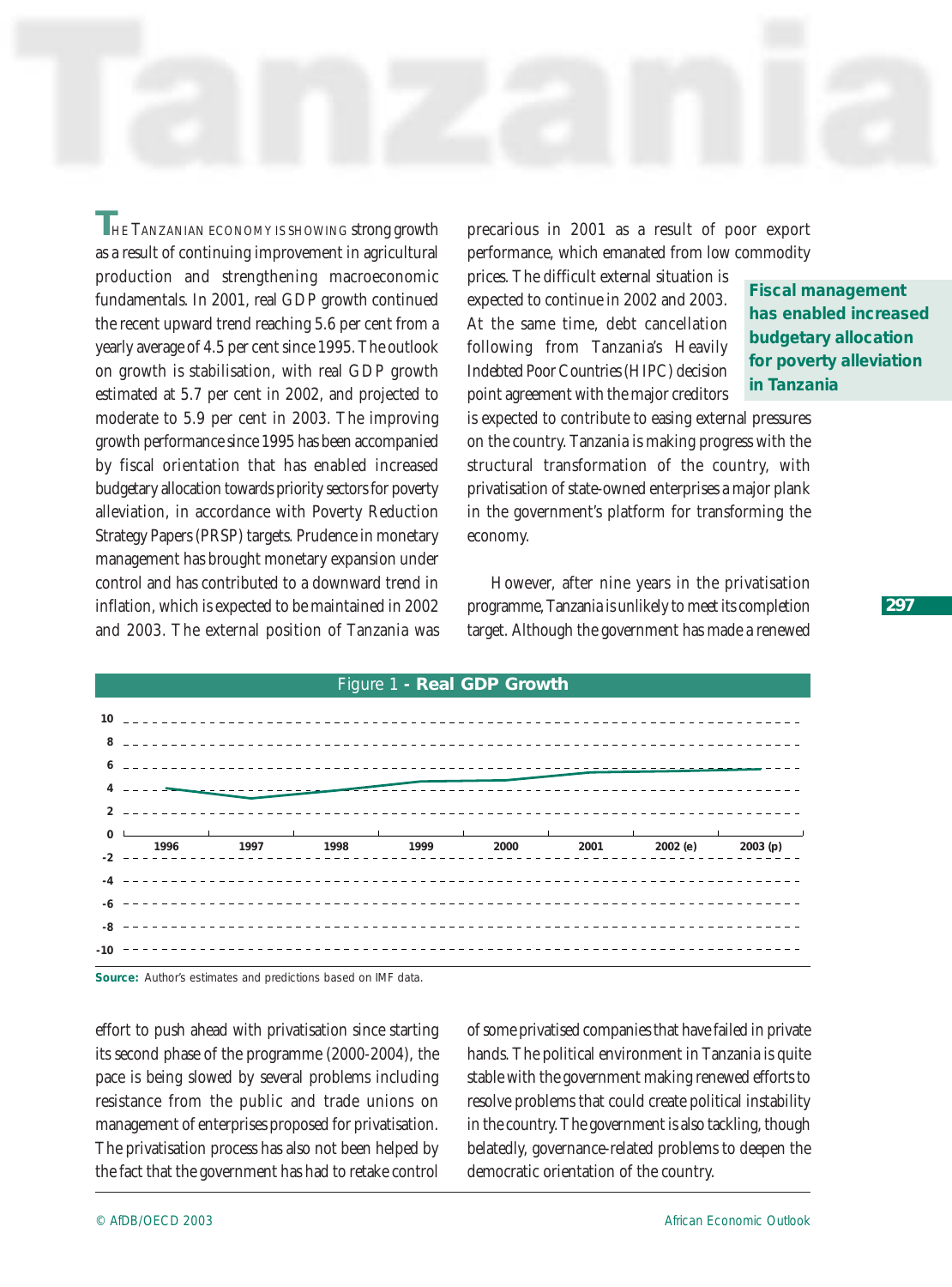# Tanzania

The Tanzanian economy is showing strong growth as a result of continuing improvement in agricultural production and strengthening macroeconomic fundamentals. In 2001, real GDP growth continued the recent upward trend reaching 5.6 per cent from a yearly average of 4.5 per cent since 1995. The outlook on growth is stabilisation, with real GDP growth estimated at 5.7 per cent in 2002, and projected to moderate to 5.9 per cent in 2003. The improving growth performance since 1995 has been accompanied by fiscal orientation that has enabled increased budgetary allocation towards priority sectors for poverty alleviation, in accordance with Poverty Reduction Strategy Papers (PRSP) targets. Prudence in monetary management has brought monetary expansion under control and has contributed to a downward trend in inflation, which is expected to be maintained in 2002 and 2003. The external position of Tanzania was precarious in 2001 as a result of poor export performance, which emanated from low commodity prices. The difficult external situation is expected to continue in 2002 and 2003. At the same time, debt cancellation following from Tanzania's Heavily Indebted Poor Countries (HIPC) decision point agreement with the major creditors is expected to contribute to easing external pressures on the country. Tanzania is making progress with the structural transformation of the country, with privatisation of state-owned enterprises a major plank in the government's platform for transforming the economy.

**Fiscal management has enabled increased budgetary allocation for poverty alleviation in Tanzania**

However, after nine years in the privatisation programme, Tanzania is unlikely to meet its completion target. Although the government has made a renewed effort to push ahead with privatisation since starting its second phase of the programme (2000-2004), the pace is being slowed by several problems including resistance from the public and trade unions on management of enterprises proposed for privatisation. The privatisation process has also not been helped by the fact that the government has had to retake control of some privatised companies that have failed in private hands. The political environment in Tanzania is quite stable with the government making renewed efforts to resolve problems that could create political instability in the country. The government is also tackling, though belatedly, governance-related problems to deepen the democratic orientation of the country.

Figure 1 - **Real GDP Growth**

**Source:** Author's estimates and predictions based on IMF data.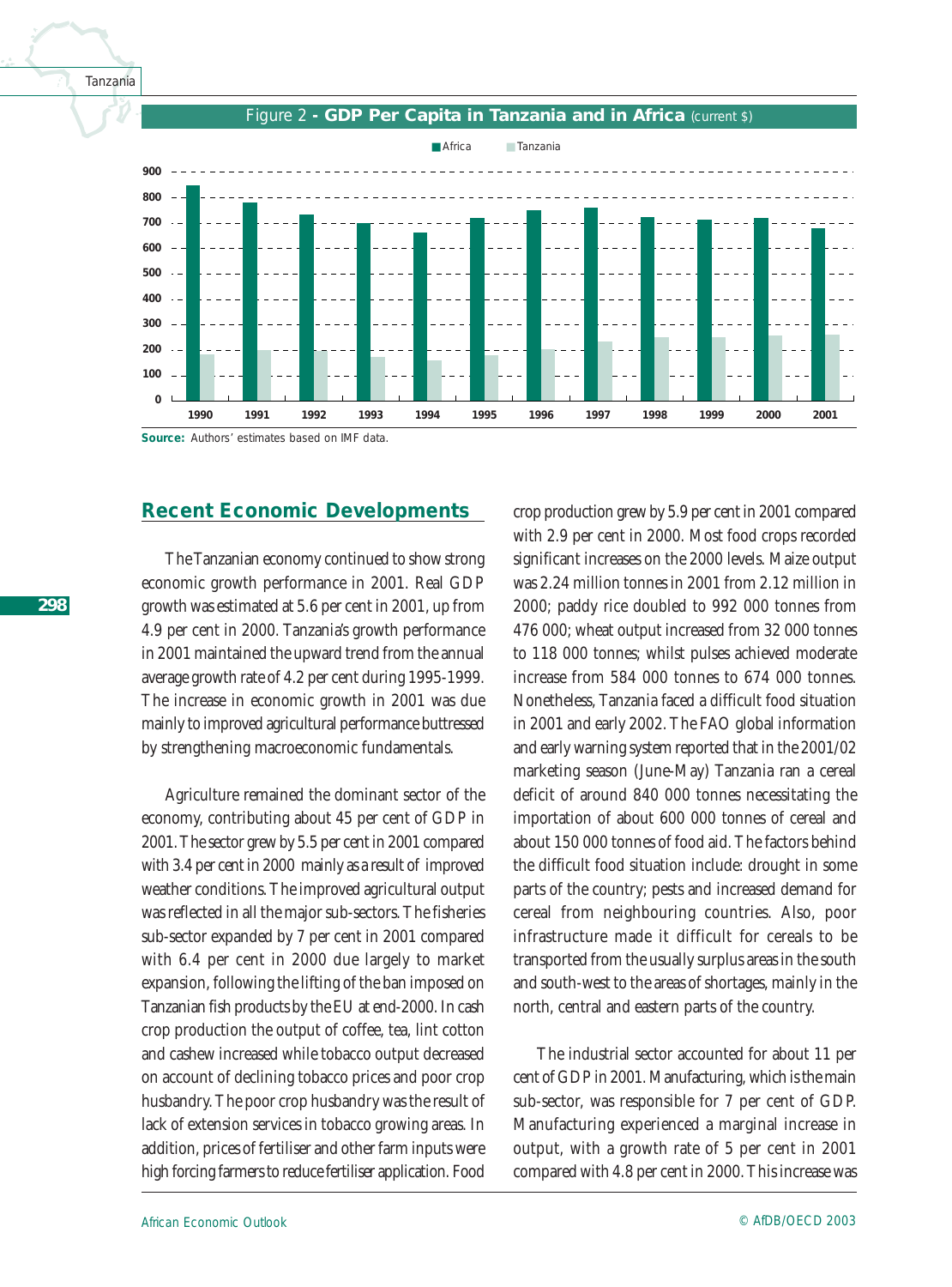Figure 2 - **GDP Per Capita in Tanzania and in Africa** (current $)

**Source:** Authors' estimates based on IMF data.

## Recent Economic Developments

The Tanzanian economy continued to show strong economic growth performance in 2001. Real GDP growth was estimated at 5.6 per cent in 2001, up from 4.9 per cent in 2000. Tanzania's growth performance in 2001 maintained the upward trend from the annual average growth rate of 4.2 per cent during 1995-1999. The increase in economic growth in 2001 was due mainly to improved agricultural performance buttressed by strengthening macroeconomic fundamentals.

Agriculture remained the dominant sector of the economy, contributing about 45 per cent of GDP in 2001. The sector grew by 5.5 per cent in 2001 compared with 3.4 per cent in 2000 mainly as a result of improved weather conditions. The improved agricultural output was reflected in all the major sub-sectors. The fisheries sub-sector expanded by 7 per cent in 2001 compared with 6.4 per cent in 2000 due largely to market expansion, following the lifting of the ban imposed on Tanzanian fish products by the EU at end-2000. In cash crop production the output of coffee, tea, lint cotton and cashew increased while tobacco output decreased on account of declining tobacco prices and poor crop husbandry. The poor crop husbandry was the result of lack of extension services in tobacco growing areas. In addition, prices of fertiliser and other farm inputs were high forcing farmers to reduce fertiliser application. Food crop production grew by 5.9 per cent in 2001 compared with 2.9 per cent in 2000. Most food crops recorded significant increases on the 2000 levels. Maize output was 2.24 million tonnes in 2001 from 2.12 million in 2000; paddy rice doubled to 992 000 tonnes from 476 000; wheat output increased from 32 000 tonnes to 118 000 tonnes; whilst pulses achieved moderate increase from 584 000 tonnes to 674 000 tonnes. Nonetheless, Tanzania faced a difficult food situation in 2001 and early 2002. The FAO global information and early warning system reported that in the 2001/02 marketing season (June-May) Tanzania ran a cereal deficit of around 840 000 tonnes necessitating the importation of about 600 000 tonnes of cereal and about 150 000 tonnes of food aid. The factors behind the difficult food situation include: drought in some parts of the country; pests and increased demand for cereal from neighbouring countries. Also, poor infrastructure made it difficult for cereals to be transported from the usually surplus areas in the south and south-west to the areas of shortages, mainly in the north, central and eastern parts of the country.

The industrial sector accounted for about 11 per cent of GDP in 2001. Manufacturing, which is the main sub-sector, was responsible for 7 per cent of GDP. Manufacturing experienced a marginal increase in output, with a growth rate of 5 per cent in 2001 compared with 4.8 per cent in 2000. This increase was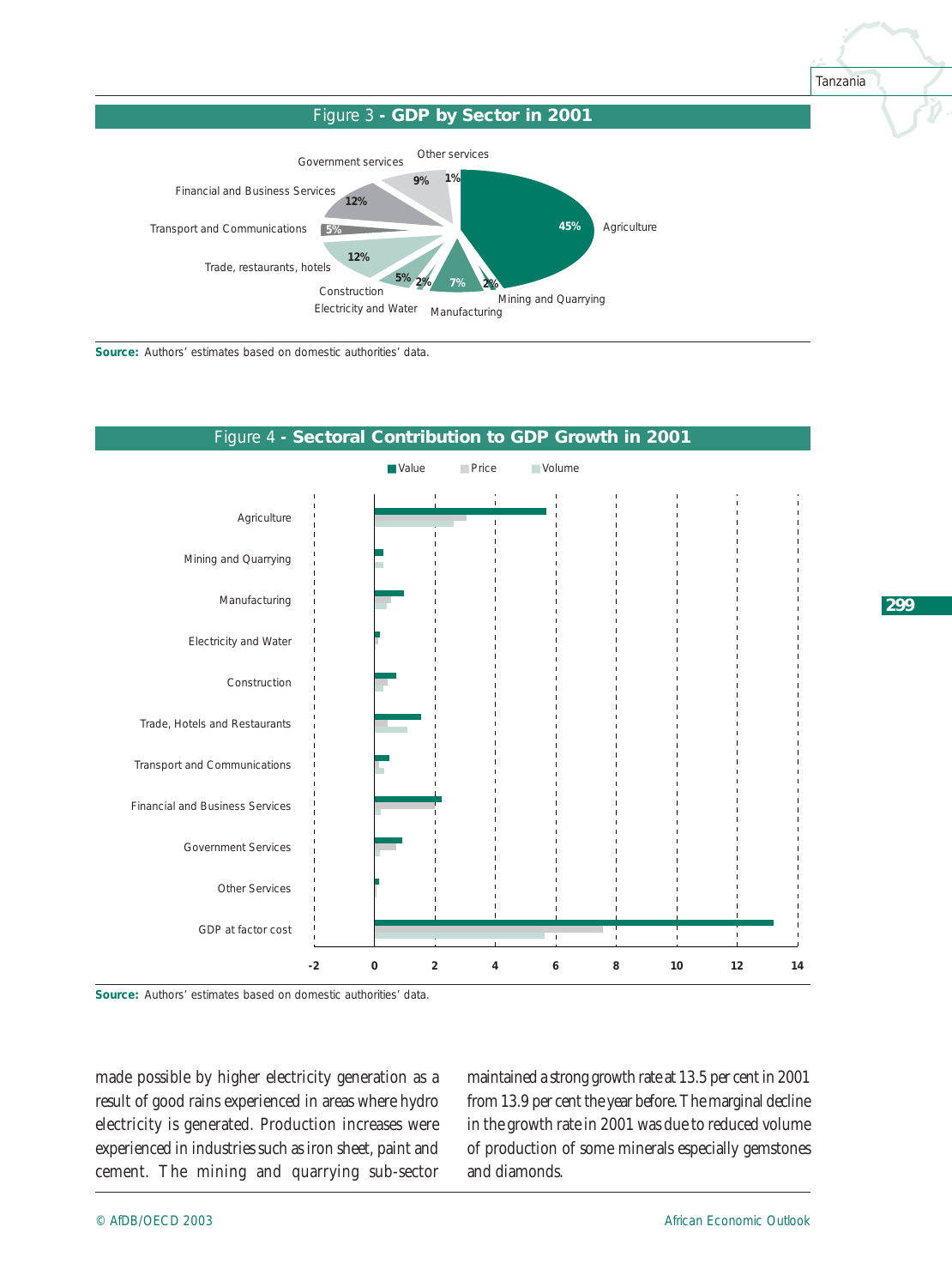Figure 3 - **GDP by Sector in 2001**

Source: Authors' estimates based on domestic authorities' data.

Figure 4 - **Sectoral Contribution to GDP Growth in 2001**

Source: Authors' estimates based on domestic authorities' data.

made possible by higher electricity generation as a result of good rains experienced in areas where hydro electricity is generated. Production increases were experienced in industries such as iron sheet, paint and cement. The mining and quarrying sub-sector maintained a strong growth rate at 13.5 per cent in 2001 from 13.9 per cent the year before. The marginal decline in the growth rate in 2001 was due to reduced volume of production of some minerals especially gemstones and diamonds.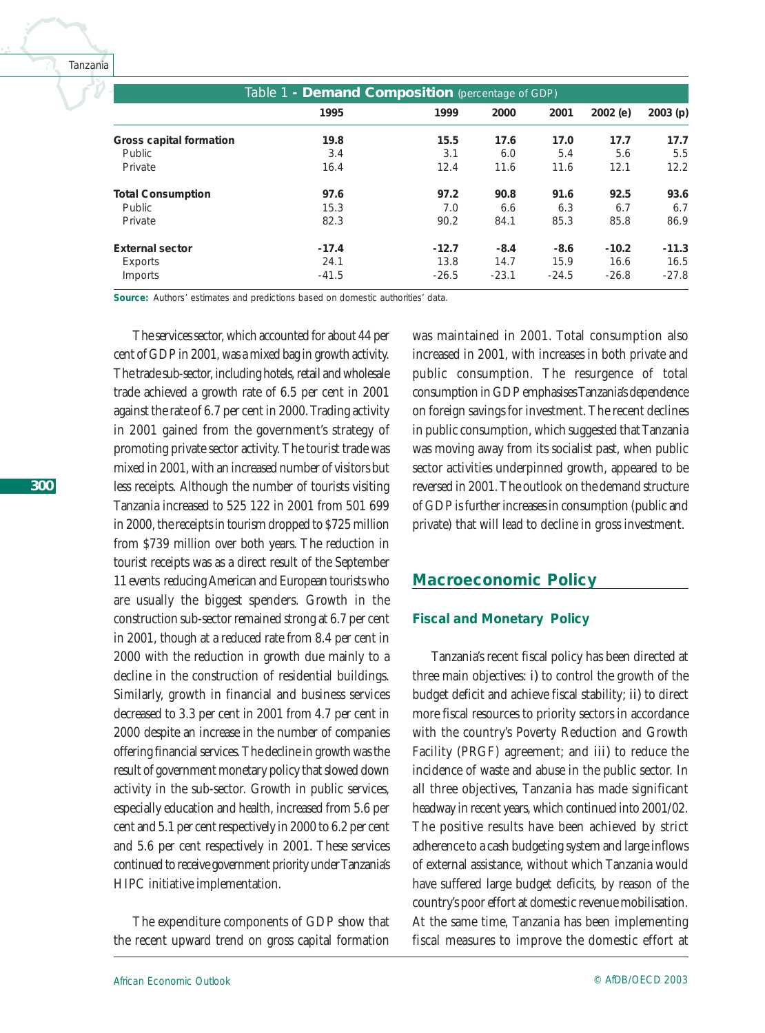Table 1 - **Demand Composition** (percentage of GDP)

| | 1995 | 1999 | 2000 | 2001 | 2002 (e) | 2003 (p) |
|---|---|---|---|---|---|---|
| **Gross capital formation** | **19.8** | **15.5** | **17.6** | **17.0** | **17.7** | **17.7** |
| Public | 3.4 | 3.1 | 6.0 | 5.4 | 5.6 | 5.5 |
| Private | 16.4 | 12.4 | 11.6 | 11.6 | 12.1 | 12.2 |
| **Total Consumption** | **97.6** | **97.2** | **90.8** | **91.6** | **92.5** | **93.6** |
| Public | 15.3 | 7.0 | 6.6 | 6.3 | 6.7 | 6.7 |
| Private | 82.3 | 90.2 | 84.1 | 85.3 | 85.8 | 86.9 |
| **External sector** | **-17.4** | **-12.7** | **-8.4** | **-8.6** | **-10.2** | **-11.3** |
| Exports | 24.1 | 13.8 | 14.7 | 15.9 | 16.6 | 16.5 |
| Imports | -41.5 | -26.5 | -23.1 | -24.5 | -26.8 | -27.8 |

**Source:** Authors' estimates and predictions based on domestic authorities' data.

The services sector, which accounted for about 44 per cent of GDP in 2001, was a mixed bag in growth activity. The trade sub-sector, including hotels, retail and wholesale trade achieved a growth rate of 6.5 per cent in 2001 against the rate of 6.7 per cent in 2000. Trading activity in 2001 gained from the government's strategy of promoting private sector activity. The tourist trade was mixed in 2001, with an increased number of visitors but less receipts. Although the number of tourists visiting Tanzania increased to 525 122 in 2001 from 501 699 in 2000, the receipts in tourism dropped to $725 million from $739 million over both years. The reduction in tourist receipts was as a direct result of the September 11 events reducing American and European tourists who are usually the biggest spenders. Growth in the construction sub-sector remained strong at 6.7 per cent in 2001, though at a reduced rate from 8.4 per cent in 2000 with the reduction in growth due mainly to a decline in the construction of residential buildings. Similarly, growth in financial and business services decreased to 3.3 per cent in 2001 from 4.7 per cent in 2000 despite an increase in the number of companies offering financial services. The decline in growth was the result of government monetary policy that slowed down activity in the sub-sector. Growth in public services, especially education and health, increased from 5.6 per cent and 5.1 per cent respectively in 2000 to 6.2 per cent and 5.6 per cent respectively in 2001. These services continued to receive government priority under Tanzania's HIPC initiative implementation.

The expenditure components of GDP show that the recent upward trend on gross capital formation was maintained in 2001. Total consumption also increased in 2001, with increases in both private and public consumption. The resurgence of total consumption in GDP emphasises Tanzania's dependence on foreign savings for investment. The recent declines in public consumption, which suggested that Tanzania was moving away from its socialist past, when public sector activities underpinned growth, appeared to be reversed in 2001. The outlook on the demand structure of GDP is further increases in consumption (public and private) that will lead to decline in gross investment.

## Macroeconomic Policy

### Fiscal and Monetary Policy

Tanzania's recent fiscal policy has been directed at three main objectives: i) to control the growth of the budget deficit and achieve fiscal stability; ii) to direct more fiscal resources to priority sectors in accordance with the country's Poverty Reduction and Growth Facility (PRGF) agreement; and iii) to reduce the incidence of waste and abuse in the public sector. In all three objectives, Tanzania has made significant headway in recent years, which continued into 2001/02. The positive results have been achieved by strict adherence to a cash budgeting system and large inflows of external assistance, without which Tanzania would have suffered large budget deficits, by reason of the country's poor effort at domestic revenue mobilisation. At the same time, Tanzania has been implementing fiscal measures to improve the domestic effort at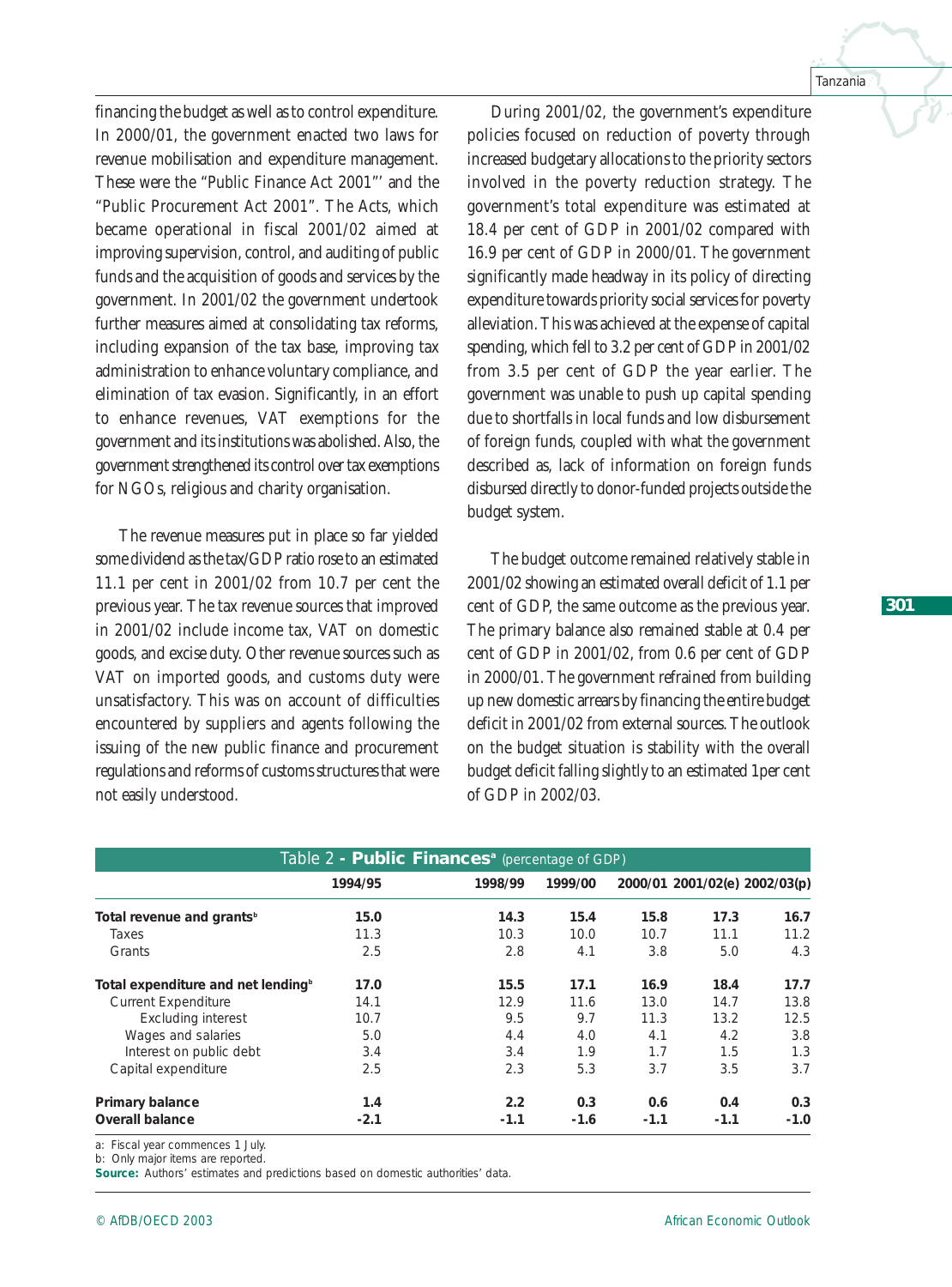financing the budget as well as to control expenditure. In 2000/01, the government enacted two laws for revenue mobilisation and expenditure management. These were the "Public Finance Act 2001"' and the "Public Procurement Act 2001". The Acts, which became operational in fiscal 2001/02 aimed at improving supervision, control, and auditing of public funds and the acquisition of goods and services by the government. In 2001/02 the government undertook further measures aimed at consolidating tax reforms, including expansion of the tax base, improving tax administration to enhance voluntary compliance, and elimination of tax evasion. Significantly, in an effort to enhance revenues, VAT exemptions for the government and its institutions was abolished. Also, the government strengthened its control over tax exemptions for NGOs, religious and charity organisation.

The revenue measures put in place so far yielded some dividend as the tax/GDP ratio rose to an estimated 11.1 per cent in 2001/02 from 10.7 per cent the previous year. The tax revenue sources that improved in 2001/02 include income tax, VAT on domestic goods, and excise duty. Other revenue sources such as VAT on imported goods, and customs duty were unsatisfactory. This was on account of difficulties encountered by suppliers and agents following the issuing of the new public finance and procurement regulations and reforms of customs structures that were not easily understood.

During 2001/02, the government's expenditure policies focused on reduction of poverty through increased budgetary allocations to the priority sectors involved in the poverty reduction strategy. The government's total expenditure was estimated at 18.4 per cent of GDP in 2001/02 compared with 16.9 per cent of GDP in 2000/01. The government significantly made headway in its policy of directing expenditure towards priority social services for poverty alleviation. This was achieved at the expense of capital spending, which fell to 3.2 per cent of GDP in 2001/02 from 3.5 per cent of GDP the year earlier. The government was unable to push up capital spending due to shortfalls in local funds and low disbursement of foreign funds, coupled with what the government described as, lack of information on foreign funds disbursed directly to donor-funded projects outside the budget system.

The budget outcome remained relatively stable in 2001/02 showing an estimated overall deficit of 1.1 per cent of GDP, the same outcome as the previous year. The primary balance also remained stable at 0.4 per cent of GDP in 2001/02, from 0.6 per cent of GDP in 2000/01. The government refrained from building up new domestic arrears by financing the entire budget deficit in 2001/02 from external sources. The outlook on the budget situation is stability with the overall budget deficit falling slightly to an estimated 1per cent of GDP in 2002/03.

**Table 2 - Public Finances[a]** (percentage of GDP)

| | 1994/95 | 1998/99 | 1999/00 | 2000/01 | 2001/02(e) | 2002/03(p) |
|---|---|---|---|---|---|---|
| **Total revenue and grants[b]** | **15.0** | **14.3** | **15.4** | **15.8** | **17.3** | **16.7** |
| Taxes | 11.3 | 10.3 | 10.0 | 10.7 | 11.1 | 11.2 |
| Grants | 2.5 | 2.8 | 4.1 | 3.8 | 5.0 | 4.3 |
| **Total expenditure and net lending[b]** | **17.0** | **15.5** | **17.1** | **16.9** | **18.4** | **17.7** |
| Current Expenditure | 14.1 | 12.9 | 11.6 | 13.0 | 14.7 | 13.8 |
| Excluding interest | 10.7 | 9.5 | 9.7 | 11.3 | 13.2 | 12.5 |
| Wages and salaries | 5.0 | 4.4 | 4.0 | 4.1 | 4.2 | 3.8 |
| Interest on public debt | 3.4 | 3.4 | 1.9 | 1.7 | 1.5 | 1.3 |
| Capital expenditure | 2.5 | 2.3 | 5.3 | 3.7 | 3.5 | 3.7 |
| **Primary balance** | **1.4** | **2.2** | **0.3** | **0.6** | **0.4** | **0.3** |
| **Overall balance** | **-2.1** | **-1.1** | **-1.6** | **-1.1** | **-1.1** | **-1.0** |

a: Fiscal year commences 1 July.
b: Only major items are reported.
**Source:** Authors' estimates and predictions based on domestic authorities' data.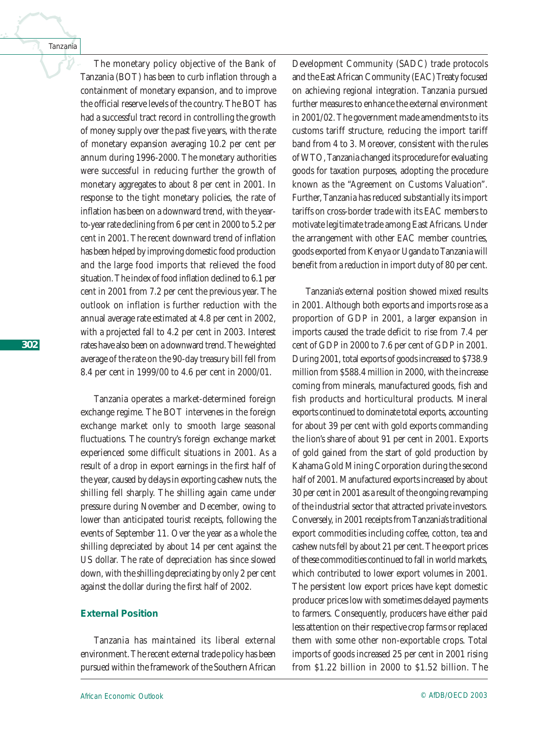The monetary policy objective of the Bank of Tanzania (BOT) has been to curb inflation through a containment of monetary expansion, and to improve the official reserve levels of the country. The BOT has had a successful tract record in controlling the growth of money supply over the past five years, with the rate of monetary expansion averaging 10.2 per cent per annum during 1996-2000. The monetary authorities were successful in reducing further the growth of monetary aggregates to about 8 per cent in 2001. In response to the tight monetary policies, the rate of inflation has been on a downward trend, with the year-to-year rate declining from 6 per cent in 2000 to 5.2 per cent in 2001. The recent downward trend of inflation has been helped by improving domestic food production and the large food imports that relieved the food situation. The index of food inflation declined to 6.1 per cent in 2001 from 7.2 per cent the previous year. The outlook on inflation is further reduction with the annual average rate estimated at 4.8 per cent in 2002, with a projected fall to 4.2 per cent in 2003. Interest rates have also been on a downward trend. The weighted average of the rate on the 90-day treasury bill fell from 8.4 per cent in 1999/00 to 4.6 per cent in 2000/01.

Tanzania operates a market-determined foreign exchange regime. The BOT intervenes in the foreign exchange market only to smooth large seasonal fluctuations. The country's foreign exchange market experienced some difficult situations in 2001. As a result of a drop in export earnings in the first half of the year, caused by delays in exporting cashew nuts, the shilling fell sharply. The shilling again came under pressure during November and December, owing to lower than anticipated tourist receipts, following the events of September 11. Over the year as a whole the shilling depreciated by about 14 per cent against the US dollar. The rate of depreciation has since slowed down, with the shilling depreciating by only 2 per cent against the dollar during the first half of 2002.

### External Position

Tanzania has maintained its liberal external environment. The recent external trade policy has been pursued within the framework of the Southern African Development Community (SADC) trade protocols and the East African Community (EAC) Treaty focused on achieving regional integration. Tanzania pursued further measures to enhance the external environment in 2001/02. The government made amendments to its customs tariff structure, reducing the import tariff band from 4 to 3. Moreover, consistent with the rules of WTO, Tanzania changed its procedure for evaluating goods for taxation purposes, adopting the procedure known as the "Agreement on Customs Valuation". Further, Tanzania has reduced substantially its import tariffs on cross-border trade with its EAC members to motivate legitimate trade among East Africans. Under the arrangement with other EAC member countries, goods exported from Kenya or Uganda to Tanzania will benefit from a reduction in import duty of 80 per cent.

Tanzania's external position showed mixed results in 2001. Although both exports and imports rose as a proportion of GDP in 2001, a larger expansion in imports caused the trade deficit to rise from 7.4 per cent of GDP in 2000 to 7.6 per cent of GDP in 2001. During 2001, total exports of goods increased to $738.9 million from $588.4 million in 2000, with the increase coming from minerals, manufactured goods, fish and fish products and horticultural products. Mineral exports continued to dominate total exports, accounting for about 39 per cent with gold exports commanding the lion's share of about 91 per cent in 2001. Exports of gold gained from the start of gold production by Kahama Gold Mining Corporation during the second half of 2001. Manufactured exports increased by about 30 per cent in 2001 as a result of the ongoing revamping of the industrial sector that attracted private investors. Conversely, in 2001 receipts from Tanzania's traditional export commodities including coffee, cotton, tea and cashew nuts fell by about 21 per cent. The export prices of these commodities continued to fall in world markets, which contributed to lower export volumes in 2001. The persistent low export prices have kept domestic producer prices low with sometimes delayed payments to farmers. Consequently, producers have either paid less attention on their respective crop farms or replaced them with some other non-exportable crops. Total imports of goods increased 25 per cent in 2001 rising from $1.22 billion in 2000 to $1.52 billion. The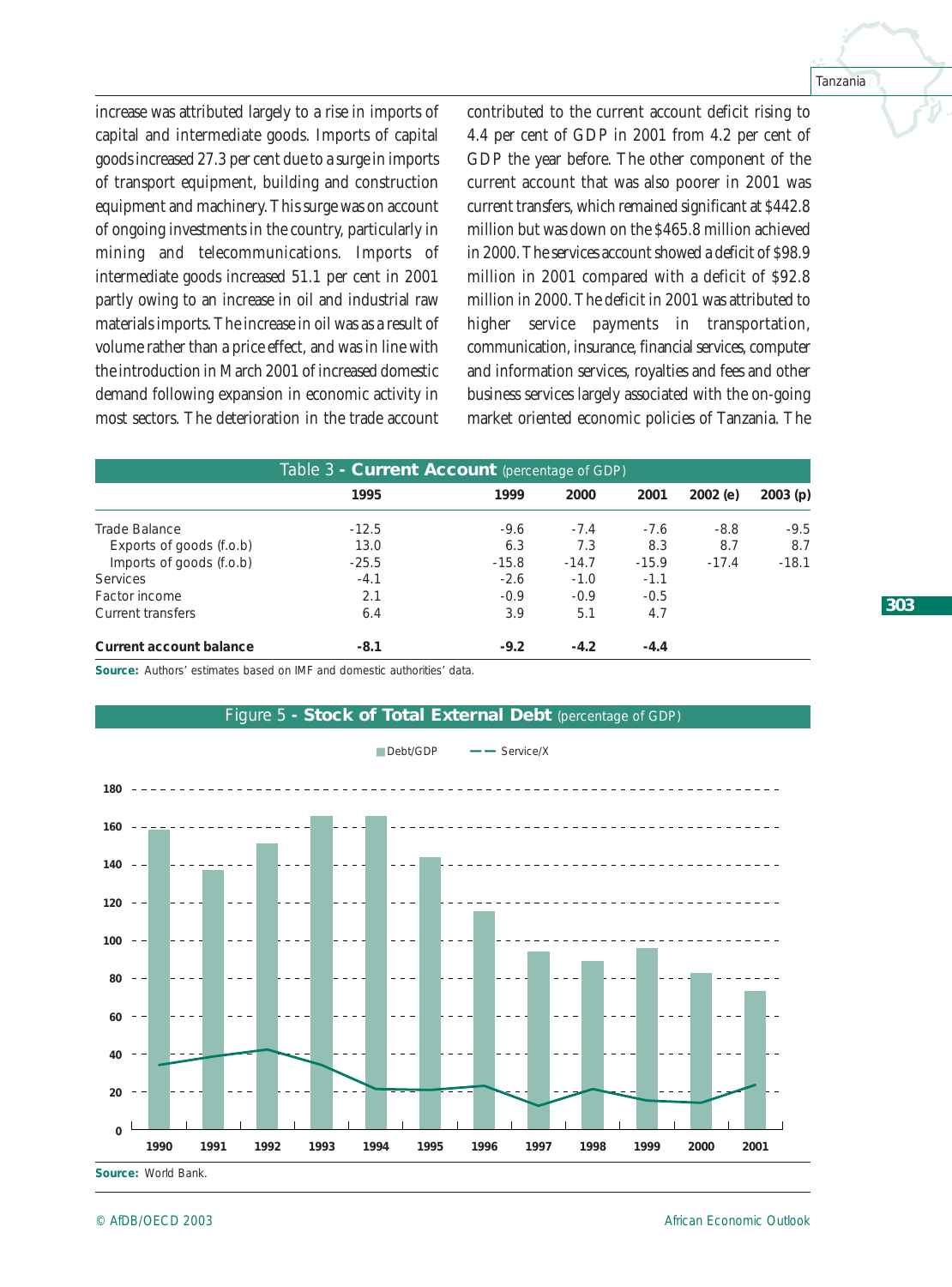increase was attributed largely to a rise in imports of capital and intermediate goods. Imports of capital goods increased 27.3 per cent due to a surge in imports of transport equipment, building and construction equipment and machinery. This surge was on account of ongoing investments in the country, particularly in mining and telecommunications. Imports of intermediate goods increased 51.1 per cent in 2001 partly owing to an increase in oil and industrial raw materials imports. The increase in oil was as a result of volume rather than a price effect, and was in line with the introduction in March 2001 of increased domestic demand following expansion in economic activity in most sectors. The deterioration in the trade account contributed to the current account deficit rising to 4.4 per cent of GDP in 2001 from 4.2 per cent of GDP the year before. The other component of the current account that was also poorer in 2001 was current transfers, which remained significant at $442.8 million but was down on the $465.8 million achieved in 2000. The services account showed a deficit of $98.9 million in 2001 compared with a deficit of $92.8 million in 2000. The deficit in 2001 was attributed to higher service payments in transportation, communication, insurance, financial services, computer and information services, royalties and fees and other business services largely associated with the on-going market oriented economic policies of Tanzania. The

**Table 3 - Current Account** (percentage of GDP)

| | 1995 | 1999 | 2000 | 2001 | 2002 (e) | 2003 (p) |
|---|---|---|---|---|---|---|
| Trade Balance | -12.5 | -9.6 | -7.4 | -7.6 | -8.8 | -9.5 |
| Exports of goods (f.o.b) | 13.0 | 6.3 | 7.3 | 8.3 | 8.7 | 8.7 |
| Imports of goods (f.o.b) | -25.5 | -15.8 | -14.7 | -15.9 | -17.4 | -18.1 |
| Services | -4.1 | -2.6 | -1.0 | -1.1 | | |
| Factor income | 2.1 | -0.9 | -0.9 | -0.5 | | |
| Current transfers | 6.4 | 3.9 | 5.1 | 4.7 | | |
| **Current account balance** | **-8.1** | **-9.2** | **-4.2** | **-4.4** | | |

**Source:** Authors' estimates based on IMF and domestic authorities' data.

**Figure 5 - Stock of Total External Debt** (percentage of GDP)

**Source:** World Bank.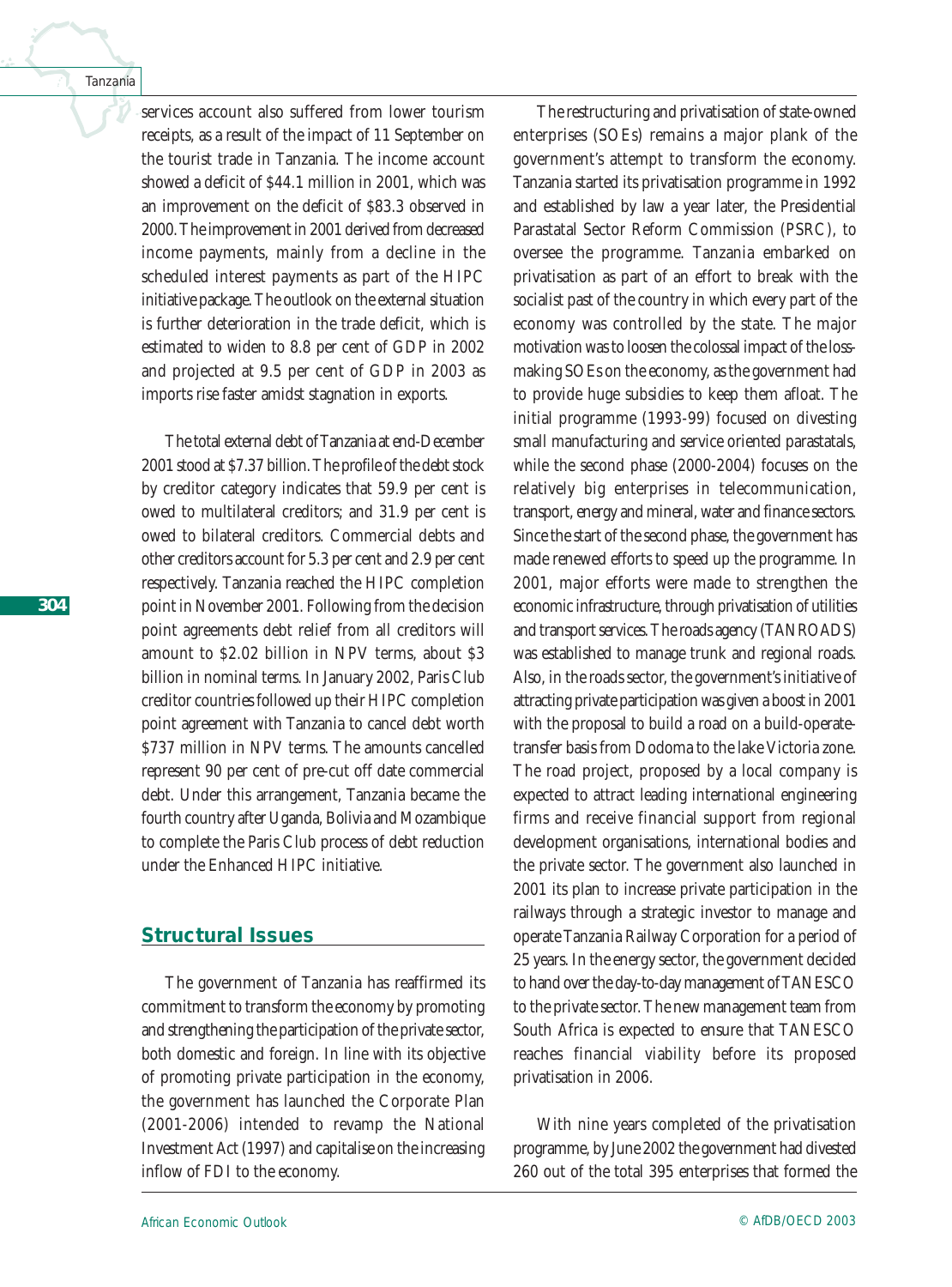services account also suffered from lower tourism receipts, as a result of the impact of 11 September on the tourist trade in Tanzania. The income account showed a deficit of $44.1 million in 2001, which was an improvement on the deficit of $83.3 observed in 2000. The improvement in 2001 derived from decreased income payments, mainly from a decline in the scheduled interest payments as part of the HIPC initiative package. The outlook on the external situation is further deterioration in the trade deficit, which is estimated to widen to 8.8 per cent of GDP in 2002 and projected at 9.5 per cent of GDP in 2003 as imports rise faster amidst stagnation in exports.

The total external debt of Tanzania at end-December 2001 stood at $7.37 billion. The profile of the debt stock by creditor category indicates that 59.9 per cent is owed to multilateral creditors; and 31.9 per cent is owed to bilateral creditors. Commercial debts and other creditors account for 5.3 per cent and 2.9 per cent respectively. Tanzania reached the HIPC completion point in November 2001. Following from the decision point agreements debt relief from all creditors will amount to $2.02 billion in NPV terms, about $3 billion in nominal terms. In January 2002, Paris Club creditor countries followed up their HIPC completion point agreement with Tanzania to cancel debt worth $737 million in NPV terms. The amounts cancelled represent 90 per cent of pre-cut off date commercial debt. Under this arrangement, Tanzania became the fourth country after Uganda, Bolivia and Mozambique to complete the Paris Club process of debt reduction under the Enhanced HIPC initiative.

## Structural Issues

The government of Tanzania has reaffirmed its commitment to transform the economy by promoting and strengthening the participation of the private sector, both domestic and foreign. In line with its objective of promoting private participation in the economy, the government has launched the Corporate Plan (2001-2006) intended to revamp the National Investment Act (1997) and capitalise on the increasing inflow of FDI to the economy.

The restructuring and privatisation of state-owned enterprises (SOEs) remains a major plank of the government's attempt to transform the economy. Tanzania started its privatisation programme in 1992 and established by law a year later, the Presidential Parastatal Sector Reform Commission (PSRC), to oversee the programme. Tanzania embarked on privatisation as part of an effort to break with the socialist past of the country in which every part of the economy was controlled by the state. The major motivation was to loosen the colossal impact of the loss-making SOEs on the economy, as the government had to provide huge subsidies to keep them afloat. The initial programme (1993-99) focused on divesting small manufacturing and service oriented parastatals, while the second phase (2000-2004) focuses on the relatively big enterprises in telecommunication, transport, energy and mineral, water and finance sectors. Since the start of the second phase, the government has made renewed efforts to speed up the programme. In 2001, major efforts were made to strengthen the economic infrastructure, through privatisation of utilities and transport services. The roads agency (TANROADS) was established to manage trunk and regional roads. Also, in the roads sector, the government's initiative of attracting private participation was given a boost in 2001 with the proposal to build a road on a build-operate-transfer basis from Dodoma to the lake Victoria zone. The road project, proposed by a local company is expected to attract leading international engineering firms and receive financial support from regional development organisations, international bodies and the private sector. The government also launched in 2001 its plan to increase private participation in the railways through a strategic investor to manage and operate Tanzania Railway Corporation for a period of 25 years. In the energy sector, the government decided to hand over the day-to-day management of TANESCO to the private sector. The new management team from South Africa is expected to ensure that TANESCO reaches financial viability before its proposed privatisation in 2006.

With nine years completed of the privatisation programme, by June 2002 the government had divested 260 out of the total 395 enterprises that formed the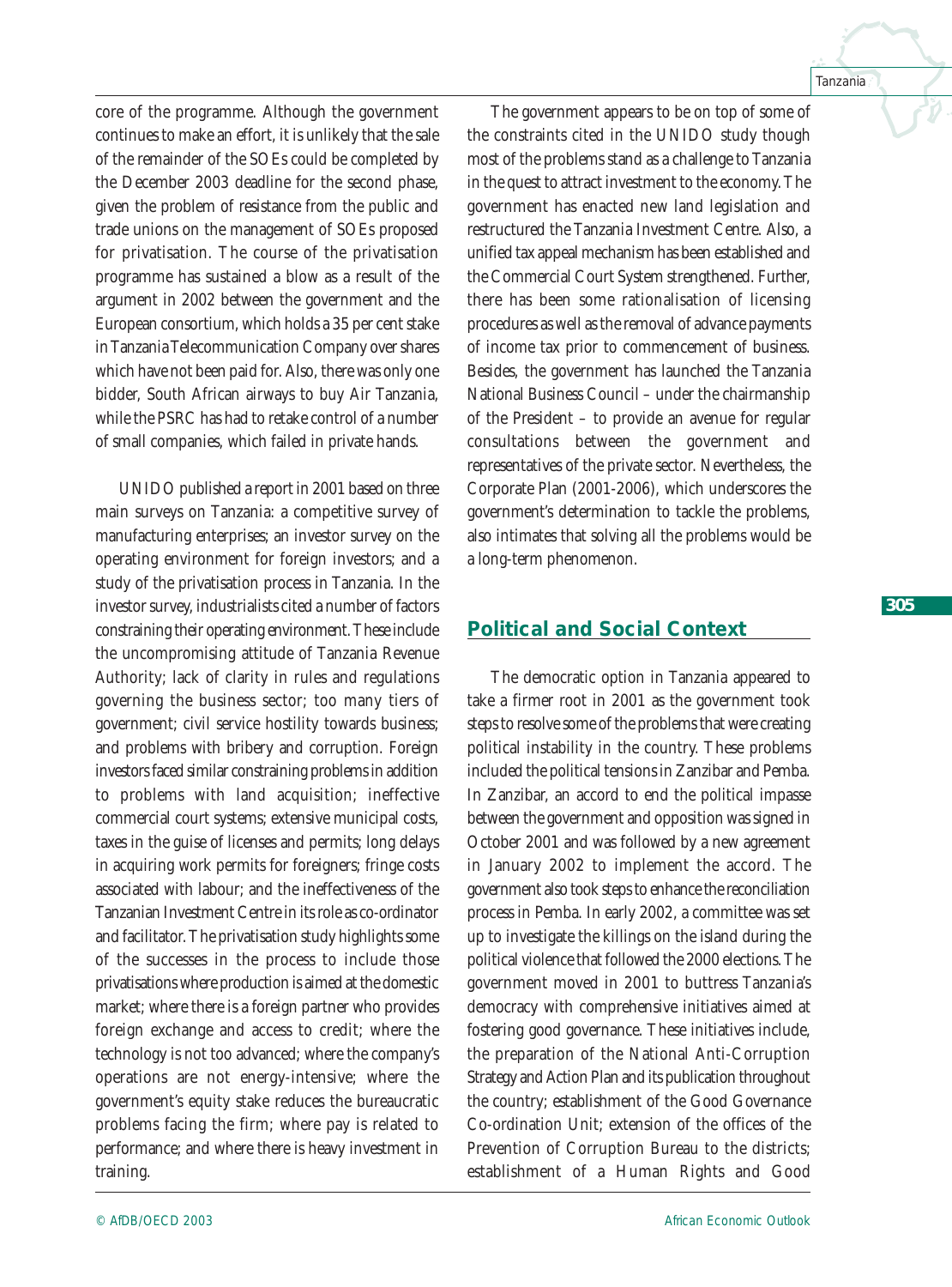core of the programme. Although the government continues to make an effort, it is unlikely that the sale of the remainder of the SOEs could be completed by the December 2003 deadline for the second phase, given the problem of resistance from the public and trade unions on the management of SOEs proposed for privatisation. The course of the privatisation programme has sustained a blow as a result of the argument in 2002 between the government and the European consortium, which holds a 35 per cent stake in Tanzania Telecommunication Company over shares which have not been paid for. Also, there was only one bidder, South African airways to buy Air Tanzania, while the PSRC has had to retake control of a number of small companies, which failed in private hands.

UNIDO published a report in 2001 based on three main surveys on Tanzania: a competitive survey of manufacturing enterprises; an investor survey on the operating environment for foreign investors; and a study of the privatisation process in Tanzania. In the investor survey, industrialists cited a number of factors constraining their operating environment. These include the uncompromising attitude of Tanzania Revenue Authority; lack of clarity in rules and regulations governing the business sector; too many tiers of government; civil service hostility towards business; and problems with bribery and corruption. Foreign investors faced similar constraining problems in addition to problems with land acquisition; ineffective commercial court systems; extensive municipal costs, taxes in the guise of licenses and permits; long delays in acquiring work permits for foreigners; fringe costs associated with labour; and the ineffectiveness of the Tanzanian Investment Centre in its role as co-ordinator and facilitator. The privatisation study highlights some of the successes in the process to include those privatisations where production is aimed at the domestic market; where there is a foreign partner who provides foreign exchange and access to credit; where the technology is not too advanced; where the company's operations are not energy-intensive; where the government's equity stake reduces the bureaucratic problems facing the firm; where pay is related to performance; and where there is heavy investment in training.

The government appears to be on top of some of the constraints cited in the UNIDO study though most of the problems stand as a challenge to Tanzania in the quest to attract investment to the economy. The government has enacted new land legislation and restructured the Tanzania Investment Centre. Also, a unified tax appeal mechanism has been established and the Commercial Court System strengthened. Further, there has been some rationalisation of licensing procedures as well as the removal of advance payments of income tax prior to commencement of business. Besides, the government has launched the Tanzania National Business Council – under the chairmanship of the President – to provide an avenue for regular consultations between the government and representatives of the private sector. Nevertheless, the Corporate Plan (2001-2006), which underscores the government's determination to tackle the problems, also intimates that solving all the problems would be a long-term phenomenon.

## Political and Social Context

The democratic option in Tanzania appeared to take a firmer root in 2001 as the government took steps to resolve some of the problems that were creating political instability in the country. These problems included the political tensions in Zanzibar and Pemba. In Zanzibar, an accord to end the political impasse between the government and opposition was signed in October 2001 and was followed by a new agreement in January 2002 to implement the accord. The government also took steps to enhance the reconciliation process in Pemba. In early 2002, a committee was set up to investigate the killings on the island during the political violence that followed the 2000 elections. The government moved in 2001 to buttress Tanzania's democracy with comprehensive initiatives aimed at fostering good governance. These initiatives include, the preparation of the National Anti-Corruption Strategy and Action Plan and its publication throughout the country; establishment of the Good Governance Co-ordination Unit; extension of the offices of the Prevention of Corruption Bureau to the districts; establishment of a Human Rights and Good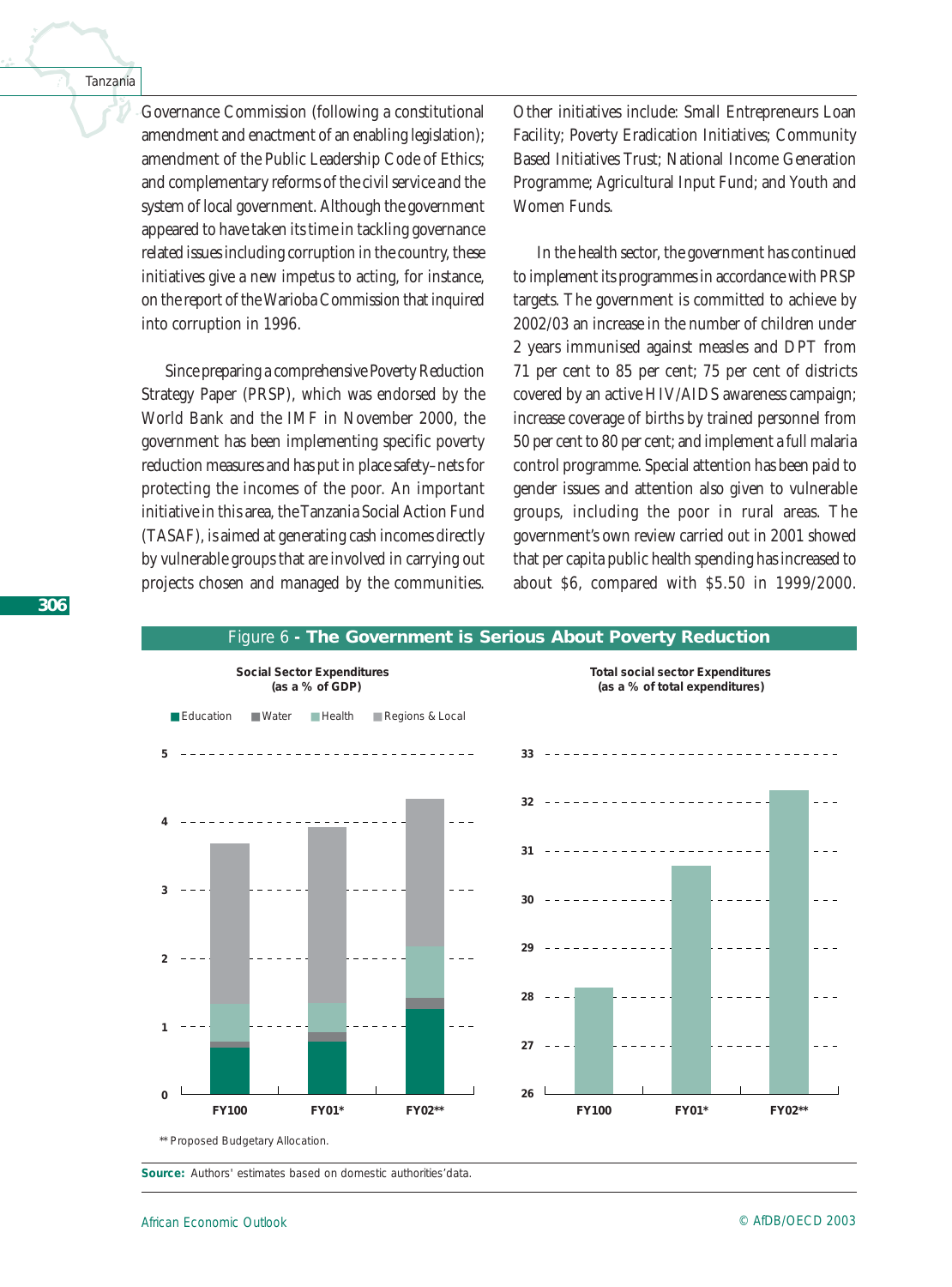Governance Commission (following a constitutional amendment and enactment of an enabling legislation); amendment of the Public Leadership Code of Ethics; and complementary reforms of the civil service and the system of local government. Although the government appeared to have taken its time in tackling governance related issues including corruption in the country, these initiatives give a new impetus to acting, for instance, on the report of the Warioba Commission that inquired into corruption in 1996.

Since preparing a comprehensive Poverty Reduction Strategy Paper (PRSP), which was endorsed by the World Bank and the IMF in November 2000, the government has been implementing specific poverty reduction measures and has put in place safety–nets for protecting the incomes of the poor. An important initiative in this area, the Tanzania Social Action Fund (TASAF), is aimed at generating cash incomes directly by vulnerable groups that are involved in carrying out projects chosen and managed by the communities. Other initiatives include: Small Entrepreneurs Loan Facility; Poverty Eradication Initiatives; Community Based Initiatives Trust; National Income Generation Programme; Agricultural Input Fund; and Youth and Women Funds.

In the health sector, the government has continued to implement its programmes in accordance with PRSP targets. The government is committed to achieve by 2002/03 an increase in the number of children under 2 years immunised against measles and DPT from 71 per cent to 85 per cent; 75 per cent of districts covered by an active HIV/AIDS awareness campaign; increase coverage of births by trained personnel from 50 per cent to 80 per cent; and implement a full malaria control programme. Special attention has been paid to gender issues and attention also given to vulnerable groups, including the poor in rural areas. The government's own review carried out in 2001 showed that per capita public health spending has increased to about $6, compared with $5.50 in 1999/2000.

**Figure 6 - The Government is Serious About Poverty Reduction**

Social Sector Expenditures (as a % of GDP)

Education · Water · Health · Regions & Local

Total social sector Expenditures (as a % of total expenditures)

FY100 · FY01* · FY02**

** Proposed Budgetary Allocation.

**Source:** Authors' estimates based on domestic authorities'data.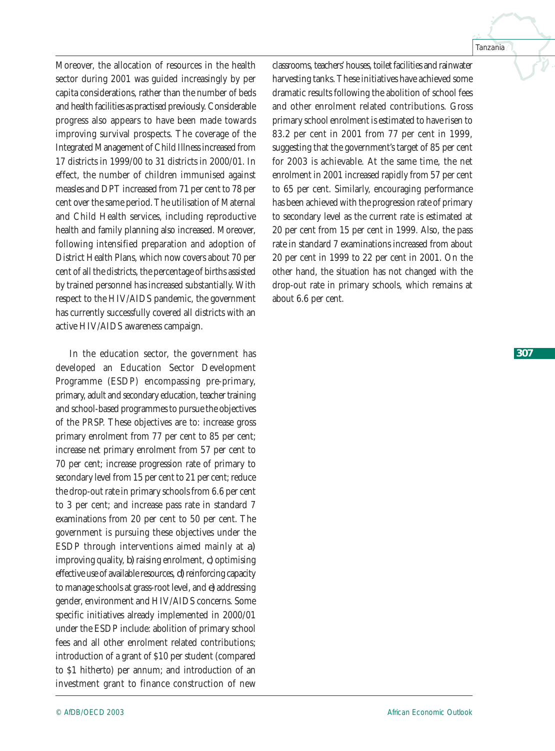Moreover, the allocation of resources in the health sector during 2001 was guided increasingly by per capita considerations, rather than the number of beds and health facilities as practised previously. Considerable progress also appears to have been made towards improving survival prospects. The coverage of the Integrated Management of Child Illness increased from 17 districts in 1999/00 to 31 districts in 2000/01. In effect, the number of children immunised against measles and DPT increased from 71 per cent to 78 per cent over the same period. The utilisation of Maternal and Child Health services, including reproductive health and family planning also increased. Moreover, following intensified preparation and adoption of District Health Plans, which now covers about 70 per cent of all the districts, the percentage of births assisted by trained personnel has increased substantially. With respect to the HIV/AIDS pandemic, the government has currently successfully covered all districts with an active HIV/AIDS awareness campaign.

In the education sector, the government has developed an Education Sector Development Programme (ESDP) encompassing pre-primary, primary, adult and secondary education, teacher training and school-based programmes to pursue the objectives of the PRSP. These objectives are to: increase gross primary enrolment from 77 per cent to 85 per cent; increase net primary enrolment from 57 per cent to 70 per cent; increase progression rate of primary to secondary level from 15 per cent to 21 per cent; reduce the drop-out rate in primary schools from 6.6 per cent to 3 per cent; and increase pass rate in standard 7 examinations from 20 per cent to 50 per cent. The government is pursuing these objectives under the ESDP through interventions aimed mainly at a) improving quality, b) raising enrolment, c) optimising effective use of available resources, d) reinforcing capacity to manage schools at grass-root level, and e) addressing gender, environment and HIV/AIDS concerns. Some specific initiatives already implemented in 2000/01 under the ESDP include: abolition of primary school fees and all other enrolment related contributions; introduction of a grant of $10 per student (compared to $1 hitherto) per annum; and introduction of an investment grant to finance construction of new classrooms, teachers' houses, toilet facilities and rainwater harvesting tanks. These initiatives have achieved some dramatic results following the abolition of school fees and other enrolment related contributions. Gross primary school enrolment is estimated to have risen to 83.2 per cent in 2001 from 77 per cent in 1999, suggesting that the government's target of 85 per cent for 2003 is achievable. At the same time, the net enrolment in 2001 increased rapidly from 57 per cent to 65 per cent. Similarly, encouraging performance has been achieved with the progression rate of primary to secondary level as the current rate is estimated at 20 per cent from 15 per cent in 1999. Also, the pass rate in standard 7 examinations increased from about 20 per cent in 1999 to 22 per cent in 2001. On the other hand, the situation has not changed with the drop-out rate in primary schools, which remains at about 6.6 per cent.